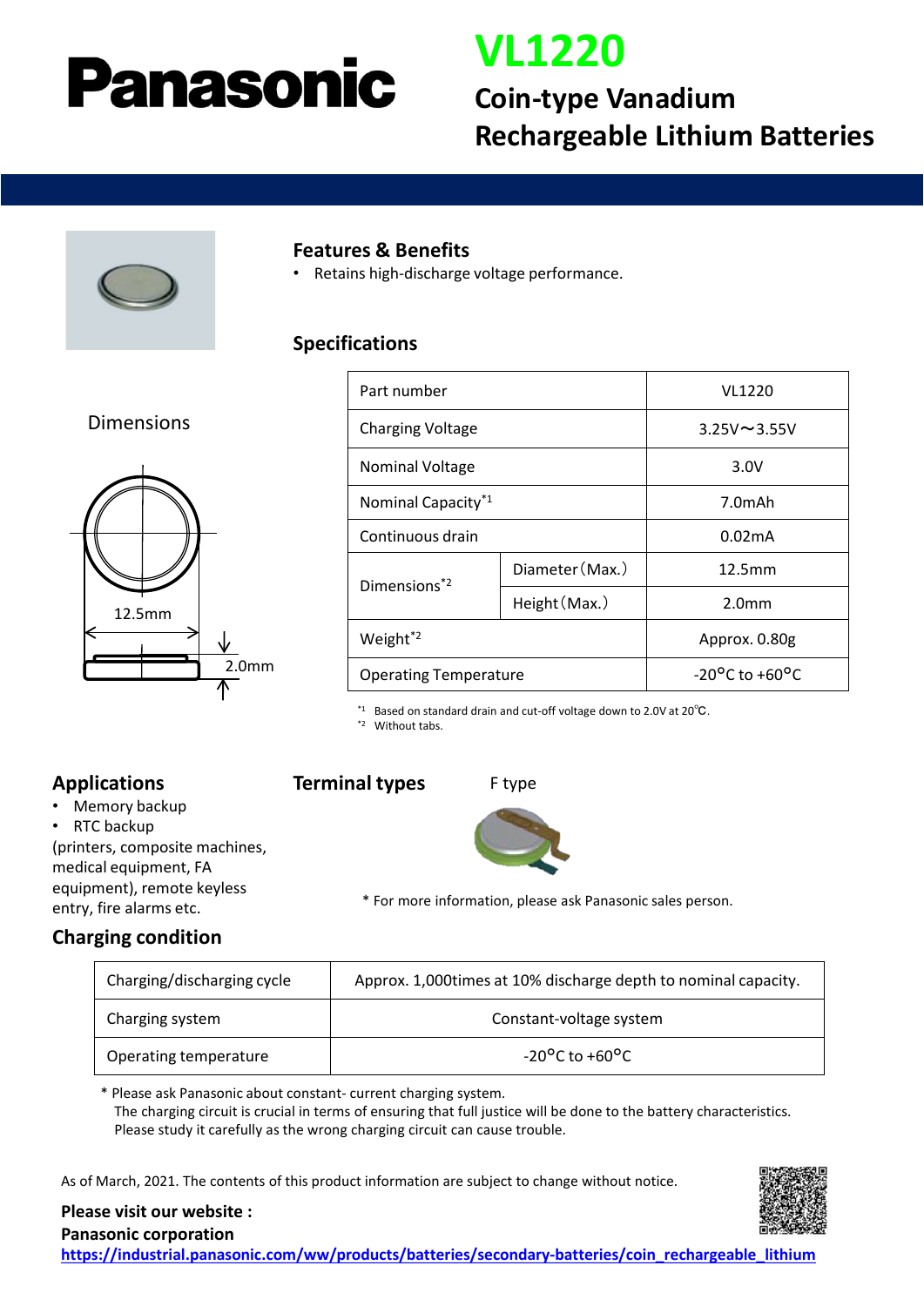# Panasonic

# VL1220

## Coin-type Vanadium Rechargeable Lithium Batteries

### Features & Benefits

- Retains high-discharge voltage performance.

### Specifications

Dimensions

12.5mm

2.0mm

| Part number | | VL1220 |
|---|---|---|
| Charging Voltage | | 3.25V～3.55V |
| Nominal Voltage | | 3.0V |
| Nominal Capacity[*1] | | 7.0mAh |
| Continuous drain | | 0.02mA |
| Dimensions[*2] | Diameter（Max.） | 12.5mm |
| | Height（Max.） | 2.0mm |
| Weight[*2] | | Approx. 0.80g |
| Operating Temperature | | -20°C to +60°C |

[*1] Based on standard drain and cut-off voltage down to 2.0V at 20℃.
[*2] Without tabs.

### Applications

- Memory backup
- RTC backup

(printers, composite machines, medical equipment, FA equipment), remote keyless entry, fire alarms etc.

### Terminal types

F type

* For more information, please ask Panasonic sales person.

### Charging condition

| Charging/discharging cycle | Approx. 1,000times at 10% discharge depth to nominal capacity. |
|---|---|
| Charging system | Constant-voltage system |
| Operating temperature | -20°C to +60°C |

* Please ask Panasonic about constant- current charging system.
The charging circuit is crucial in terms of ensuring that full justice will be done to the battery characteristics.
Please study it carefully as the wrong charging circuit can cause trouble.

As of March, 2021. The contents of this product information are subject to change without notice.

**Please visit our website :**
**Panasonic corporation**
**https://industrial.panasonic.com/ww/products/batteries/secondary-batteries/coin_rechargeable_lithium**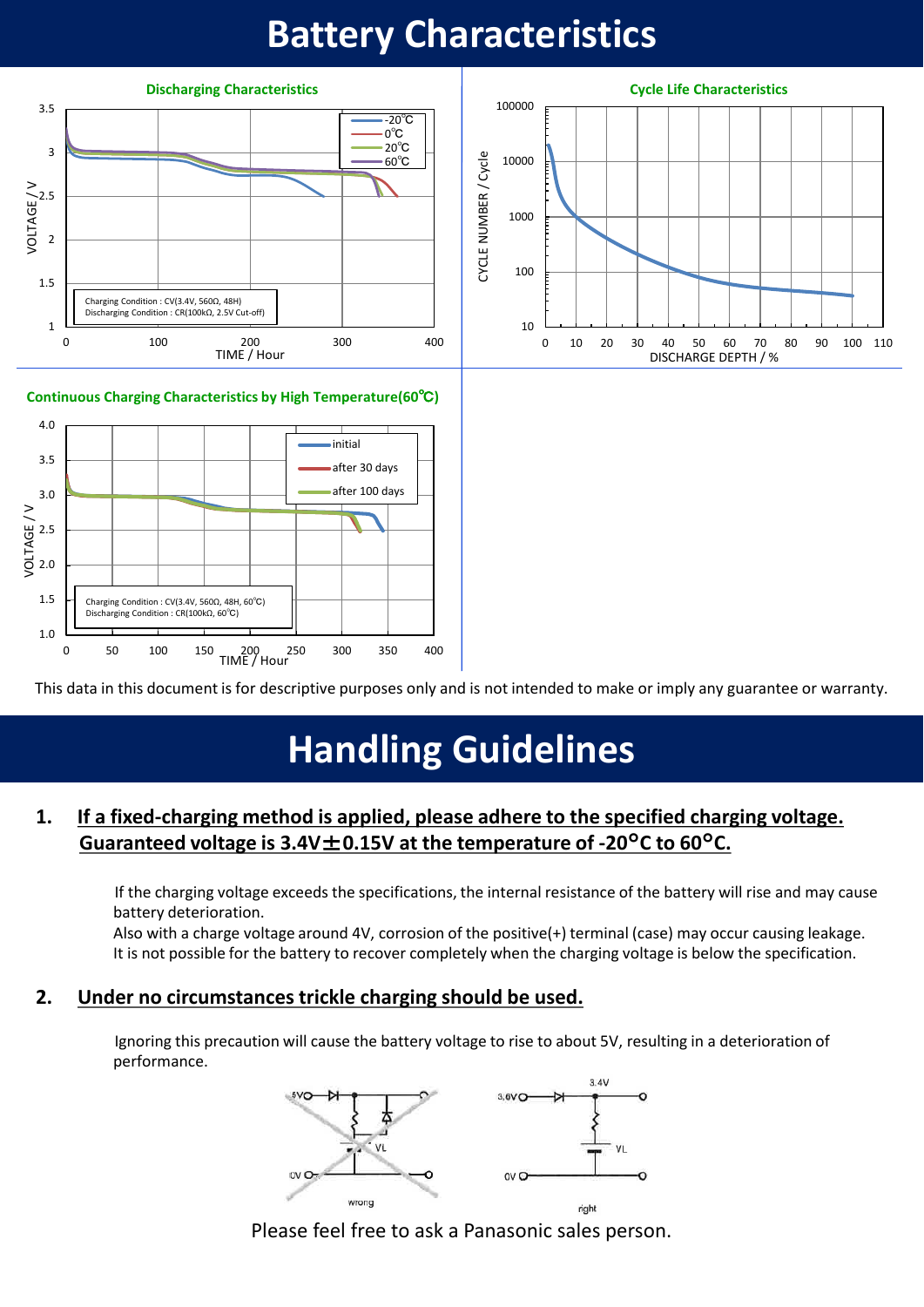# Battery Characteristics

**Discharging Characteristics**

3.5
3
2.5
2
1.5
1

VOLTAGE / V

0
100
200
300
400

TIME / Hour

-20℃
0℃
20℃
60℃

Charging Condition : CV(3.4V, 560Ω, 48H)
Discharging Condition : CR(100kΩ, 2.5V Cut-off)

**Cycle Life Characteristics**

100000
10000
1000
100
10

CYCLE NUMBER / Cycle

0
10
20
30
40
50
60
70
80
90
100
110

DISCHARGE DEPTH / %

**Continuous Charging Characteristics by High Temperature(60℃)**

4.0
3.5
3.0
2.5
2.0
1.5
1.0

VOLTAGE / V

0
50
100
150
200
250
300
350
400

TIME / Hour

initial
after 30 days
after 100 days

Charging Condition : CV(3.4V, 560Ω, 48H, 60℃)
Discharging Condition : CR(100kΩ, 60℃)

This data in this document is for descriptive purposes only and is not intended to make or imply any guarantee or warranty.

# Handling Guidelines

1. **If a fixed-charging method is applied, please adhere to the specified charging voltage. Guaranteed voltage is 3.4V±0.15V at the temperature of -20°C to 60°C.**

   If the charging voltage exceeds the specifications, the internal resistance of the battery will rise and may cause battery deterioration.
   Also with a charge voltage around 4V, corrosion of the positive(+) terminal (case) may occur causing leakage.
   It is not possible for the battery to recover completely when the charging voltage is below the specification.

2. **Under no circumstances trickle charging should be used.**

   Ignoring this precaution will cause the battery voltage to rise to about 5V, resulting in a deterioration of performance.

5V
0V
VL
wrong

3.4V
3.6V
0V
VL
right

Please feel free to ask a Panasonic sales person.